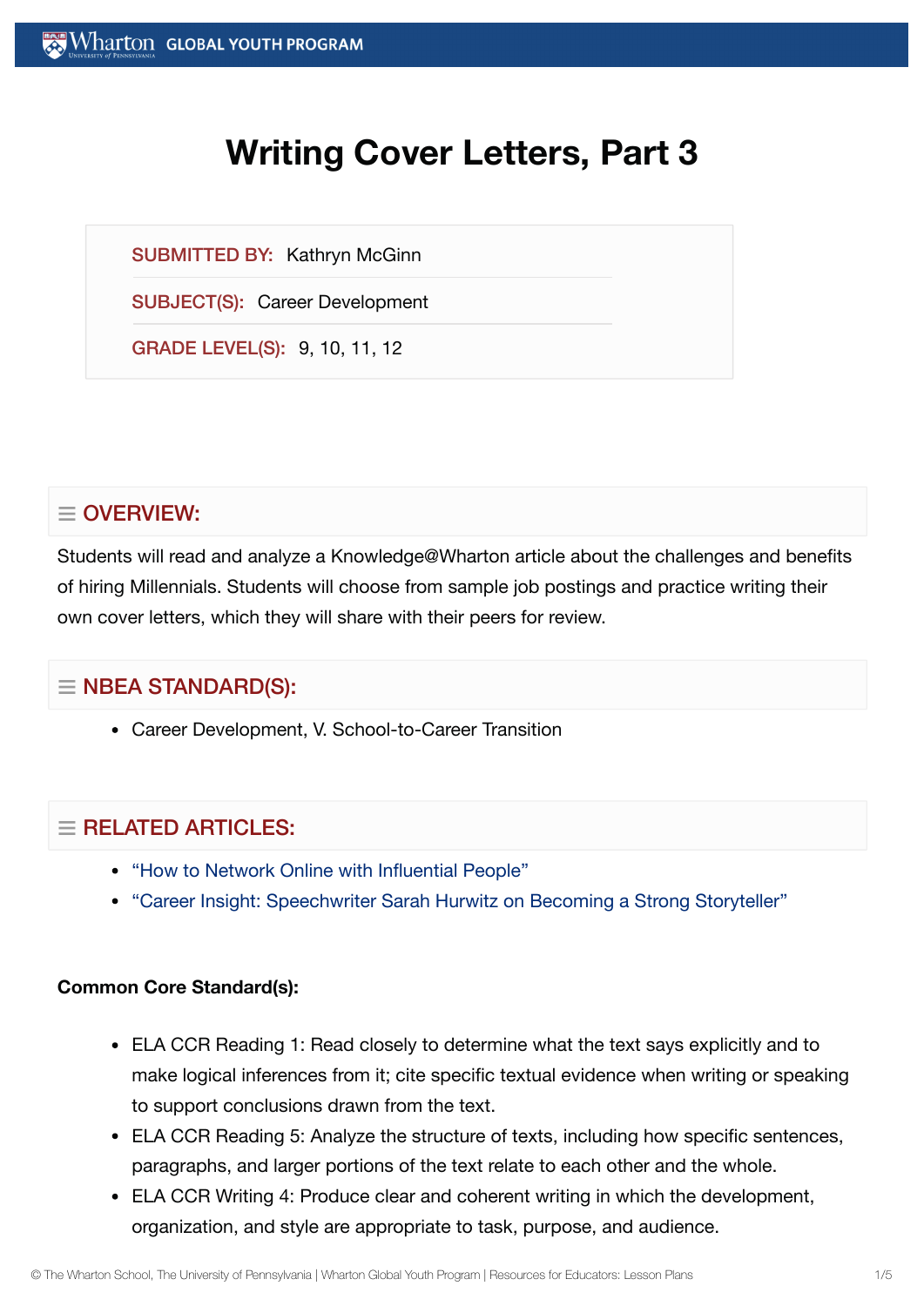# Writing Cover Letters, Part 3

**SUBMITTED BY:** Kathryn McGinn

**SUBJECT(S):** Career Development

**GRADE LEVEL(S):** 9, 10, 11, 12

## OVERVIEW:

Students will read and analyze a Knowledge@Wharton article about the challenges and benefits of hiring Millennials. Students will choose from sample job postings and practice writing their own cover letters, which they will share with their peers for review.

## NBEA STANDARD(S):

- Career Development, V. School-to-Career Transition

## RELATED ARTICLES:

- "How to Network Online with Influential People"
- "Career Insight: Speechwriter Sarah Hurwitz on Becoming a Strong Storyteller"

**Common Core Standard(s):**

- ELA CCR Reading 1: Read closely to determine what the text says explicitly and to make logical inferences from it; cite specific textual evidence when writing or speaking to support conclusions drawn from the text.
- ELA CCR Reading 5: Analyze the structure of texts, including how specific sentences, paragraphs, and larger portions of the text relate to each other and the whole.
- ELA CCR Writing 4: Produce clear and coherent writing in which the development, organization, and style are appropriate to task, purpose, and audience.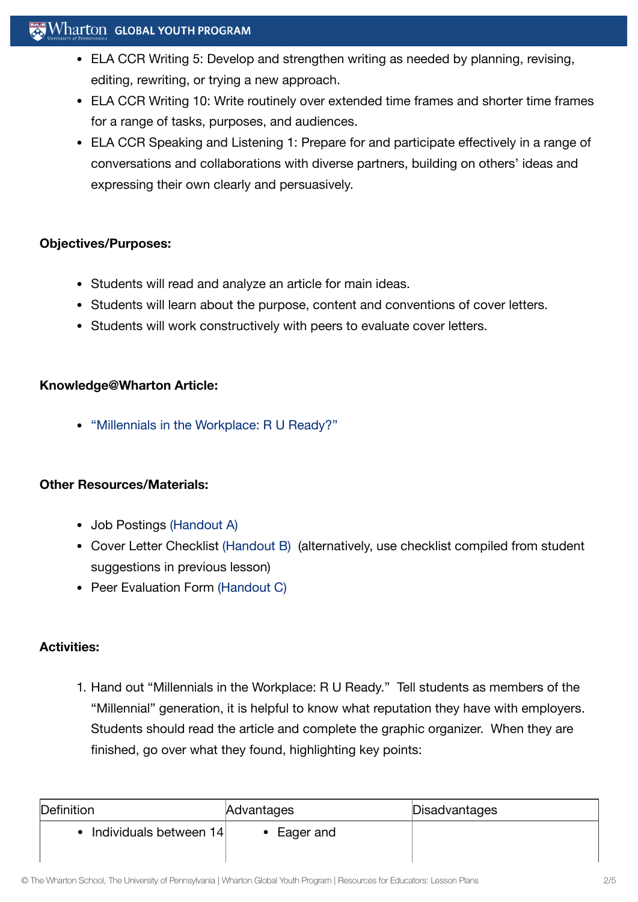- ELA CCR Writing 5: Develop and strengthen writing as needed by planning, revising, editing, rewriting, or trying a new approach.
- ELA CCR Writing 10: Write routinely over extended time frames and shorter time frames for a range of tasks, purposes, and audiences.
- ELA CCR Speaking and Listening 1: Prepare for and participate effectively in a range of conversations and collaborations with diverse partners, building on others' ideas and expressing their own clearly and persuasively.

**Objectives/Purposes:**

- Students will read and analyze an article for main ideas.
- Students will learn about the purpose, content and conventions of cover letters.
- Students will work constructively with peers to evaluate cover letters.

**Knowledge@Wharton Article:**

- "Millennials in the Workplace: R U Ready?"

**Other Resources/Materials:**

- Job Postings (Handout A)
- Cover Letter Checklist (Handout B) (alternatively, use checklist compiled from student suggestions in previous lesson)
- Peer Evaluation Form (Handout C)

**Activities:**

1. Hand out "Millennials in the Workplace: R U Ready." Tell students as members of the "Millennial" generation, it is helpful to know what reputation they have with employers. Students should read the article and complete the graphic organizer. When they are finished, go over what they found, highlighting key points:

| Definition | Advantages | Disadvantages |
|---|---|---|
| • Individuals between 14 | • Eager and | |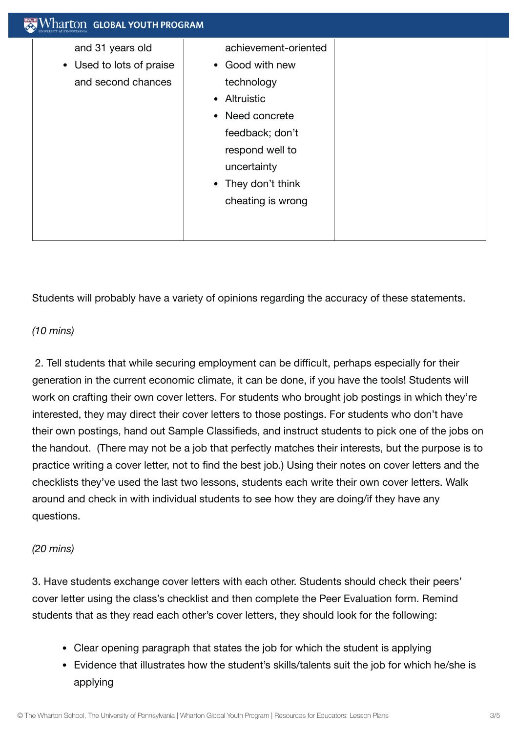| | | |
|---|---|---|
| and 31 years old<br>• Used to lots of praise and second chances | achievement-oriented<br>• Good with new technology<br>• Altruistic<br>• Need concrete feedback; don't respond well to uncertainty<br>• They don't think cheating is wrong | |

Students will probably have a variety of opinions regarding the accuracy of these statements.

*(10 mins)*

2. Tell students that while securing employment can be difficult, perhaps especially for their generation in the current economic climate, it can be done, if you have the tools! Students will work on crafting their own cover letters. For students who brought job postings in which they're interested, they may direct their cover letters to those postings. For students who don't have their own postings, hand out Sample Classifieds, and instruct students to pick one of the jobs on the handout. (There may not be a job that perfectly matches their interests, but the purpose is to practice writing a cover letter, not to find the best job.) Using their notes on cover letters and the checklists they've used the last two lessons, students each write their own cover letters. Walk around and check in with individual students to see how they are doing/if they have any questions.

*(20 mins)*

3. Have students exchange cover letters with each other. Students should check their peers' cover letter using the class's checklist and then complete the Peer Evaluation form. Remind students that as they read each other's cover letters, they should look for the following:

- Clear opening paragraph that states the job for which the student is applying
- Evidence that illustrates how the student's skills/talents suit the job for which he/she is applying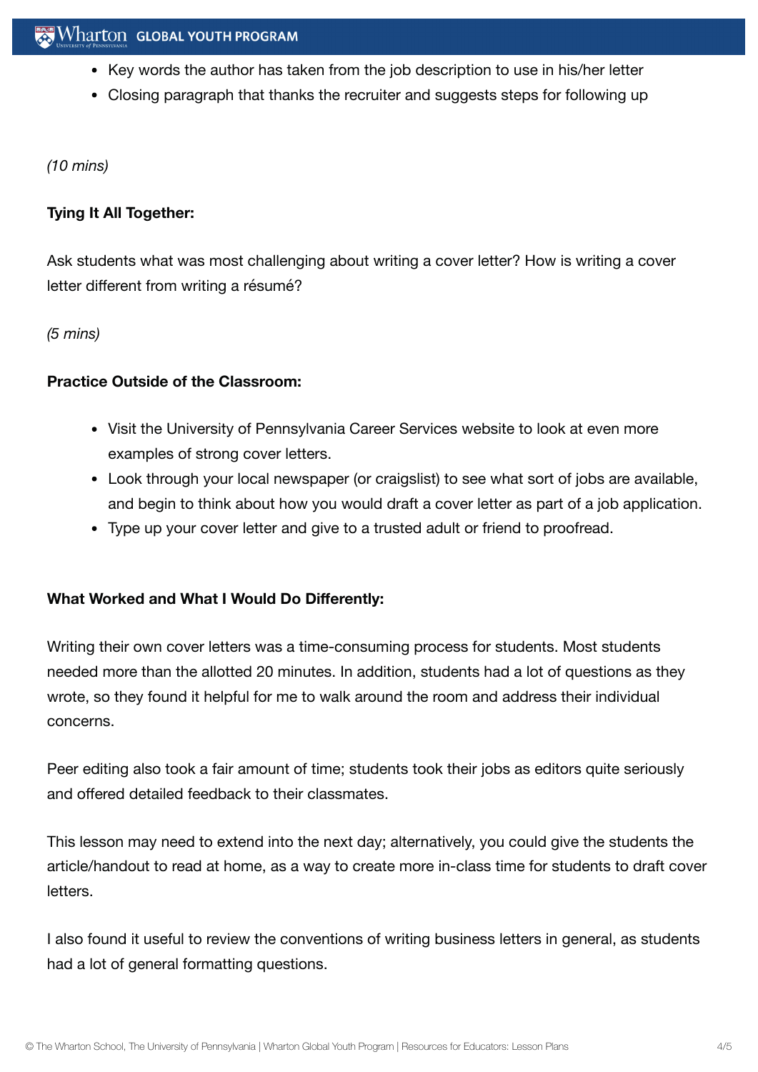- Key words the author has taken from the job description to use in his/her letter
- Closing paragraph that thanks the recruiter and suggests steps for following up

*(10 mins)*

**Tying It All Together:**

Ask students what was most challenging about writing a cover letter? How is writing a cover letter different from writing a résumé?

*(5 mins)*

**Practice Outside of the Classroom:**

- Visit the University of Pennsylvania Career Services website to look at even more examples of strong cover letters.
- Look through your local newspaper (or craigslist) to see what sort of jobs are available, and begin to think about how you would draft a cover letter as part of a job application.
- Type up your cover letter and give to a trusted adult or friend to proofread.

**What Worked and What I Would Do Differently:**

Writing their own cover letters was a time-consuming process for students. Most students needed more than the allotted 20 minutes. In addition, students had a lot of questions as they wrote, so they found it helpful for me to walk around the room and address their individual concerns.

Peer editing also took a fair amount of time; students took their jobs as editors quite seriously and offered detailed feedback to their classmates.

This lesson may need to extend into the next day; alternatively, you could give the students the article/handout to read at home, as a way to create more in-class time for students to draft cover letters.

I also found it useful to review the conventions of writing business letters in general, as students had a lot of general formatting questions.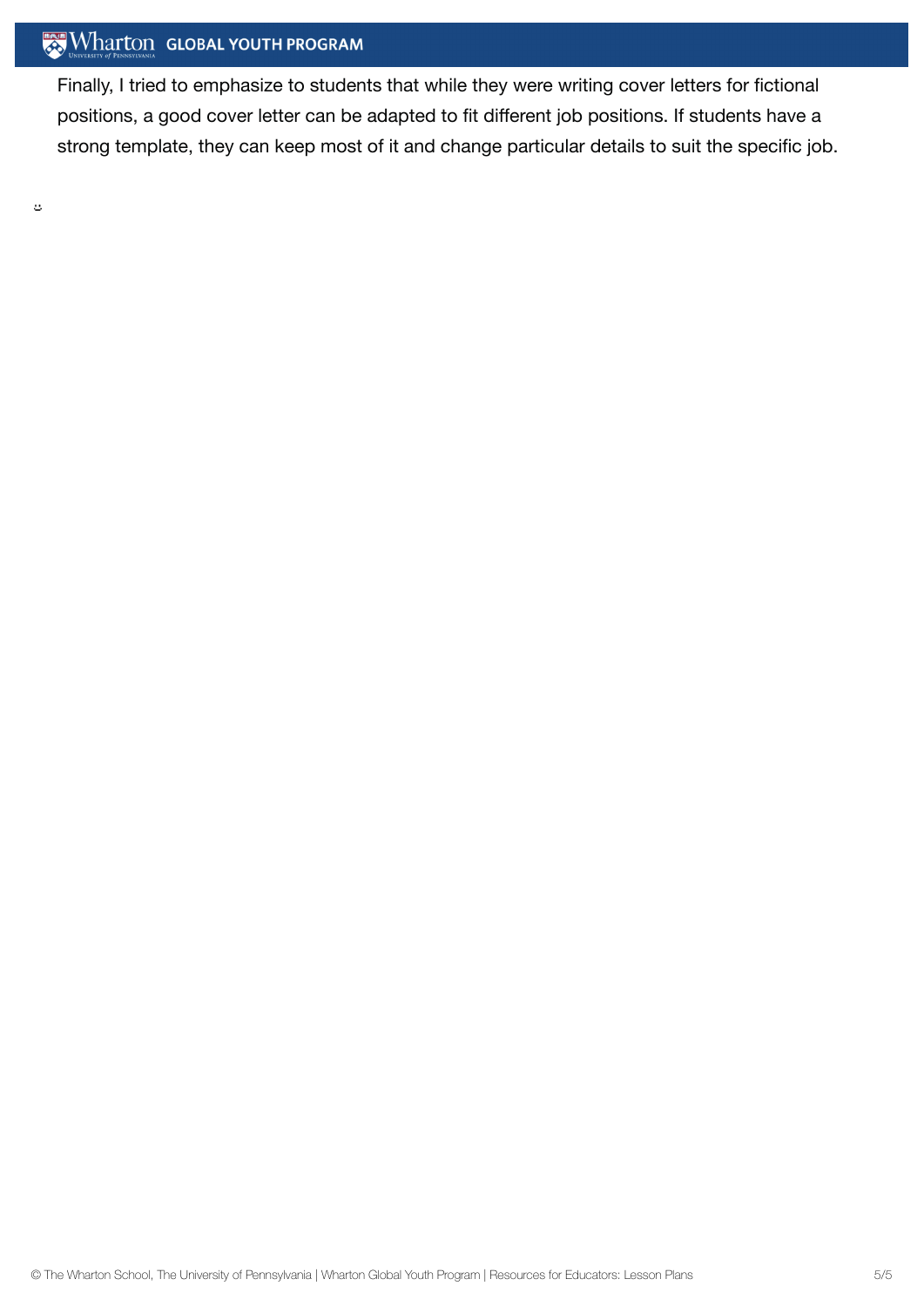Finally, I tried to emphasize to students that while they were writing cover letters for fictional positions, a good cover letter can be adapted to fit different job positions. If students have a strong template, they can keep most of it and change particular details to suit the specific job.